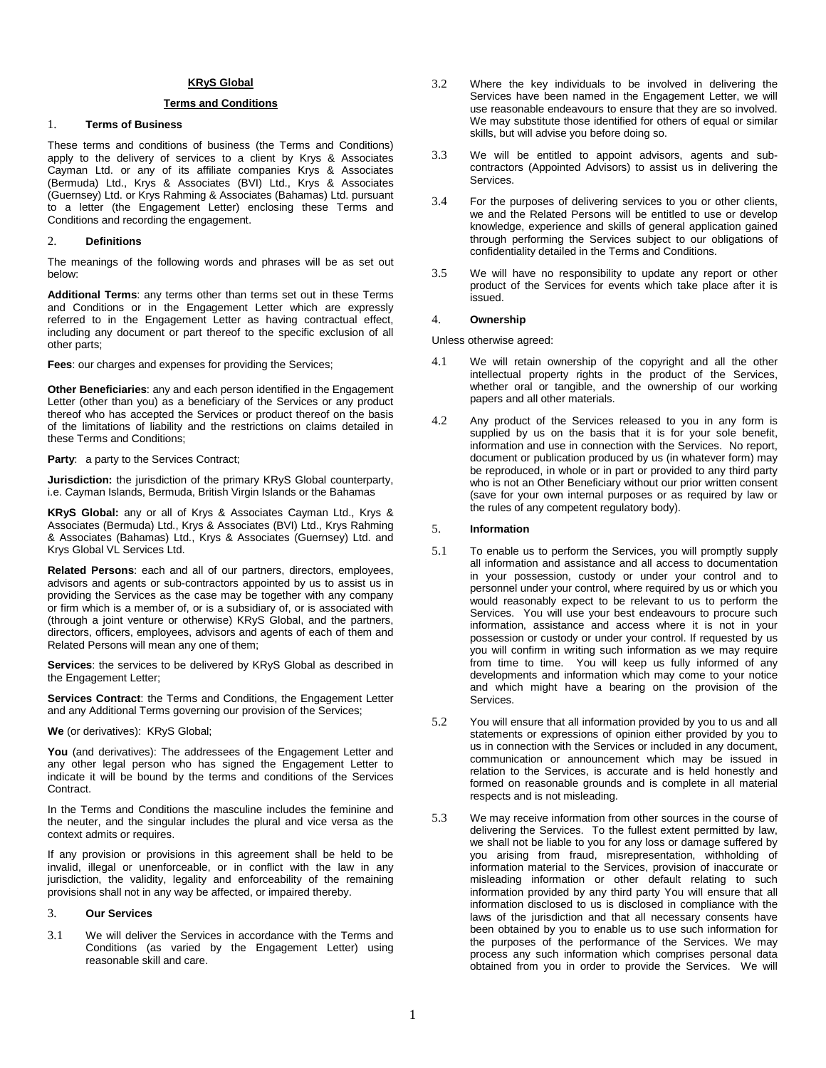# KRyS Global

## Terms and Conditions

### 1. Terms of Business

These terms and conditions of business (the Terms and Conditions) apply to the delivery of services to a client by Krys & Associates Cayman Ltd. or any of its affiliate companies Krys & Associates (Bermuda) Ltd., Krys & Associates (BVI) Ltd., Krys & Associates (Guernsey) Ltd. or Krys Rahming & Associates (Bahamas) Ltd. pursuant to a letter (the Engagement Letter) enclosing these Terms and Conditions and recording the engagement.

### 2. Definitions

The meanings of the following words and phrases will be as set out below:

**Additional Terms**: any terms other than terms set out in these Terms and Conditions or in the Engagement Letter which are expressly referred to in the Engagement Letter as having contractual effect, including any document or part thereof to the specific exclusion of all other parts;

**Fees**: our charges and expenses for providing the Services;

**Other Beneficiaries**: any and each person identified in the Engagement Letter (other than you) as a beneficiary of the Services or any product thereof who has accepted the Services or product thereof on the basis of the limitations of liability and the restrictions on claims detailed in these Terms and Conditions;

**Party**: a party to the Services Contract;

**Jurisdiction:** the jurisdiction of the primary KRyS Global counterparty, i.e. Cayman Islands, Bermuda, British Virgin Islands or the Bahamas

**KRyS Global:** any or all of Krys & Associates Cayman Ltd., Krys & Associates (Bermuda) Ltd., Krys & Associates (BVI) Ltd., Krys Rahming & Associates (Bahamas) Ltd., Krys & Associates (Guernsey) Ltd. and Krys Global VL Services Ltd.

**Related Persons**: each and all of our partners, directors, employees, advisors and agents or sub-contractors appointed by us to assist us in providing the Services as the case may be together with any company or firm which is a member of, or is a subsidiary of, or is associated with (through a joint venture or otherwise) KRyS Global, and the partners, directors, officers, employees, advisors and agents of each of them and Related Persons will mean any one of them;

**Services**: the services to be delivered by KRyS Global as described in the Engagement Letter;

**Services Contract**: the Terms and Conditions, the Engagement Letter and any Additional Terms governing our provision of the Services;

**We** (or derivatives): KRyS Global;

**You** (and derivatives): The addressees of the Engagement Letter and any other legal person who has signed the Engagement Letter to indicate it will be bound by the terms and conditions of the Services Contract.

In the Terms and Conditions the masculine includes the feminine and the neuter, and the singular includes the plural and vice versa as the context admits or requires.

If any provision or provisions in this agreement shall be held to be invalid, illegal or unenforceable, or in conflict with the law in any jurisdiction, the validity, legality and enforceability of the remaining provisions shall not in any way be affected, or impaired thereby.

### 3. Our Services

3.1 We will deliver the Services in accordance with the Terms and Conditions (as varied by the Engagement Letter) using reasonable skill and care.

3.2 Where the key individuals to be involved in delivering the Services have been named in the Engagement Letter, we will use reasonable endeavours to ensure that they are so involved. We may substitute those identified for others of equal or similar skills, but will advise you before doing so.

3.3 We will be entitled to appoint advisors, agents and sub-contractors (Appointed Advisors) to assist us in delivering the Services.

3.4 For the purposes of delivering services to you or other clients, we and the Related Persons will be entitled to use or develop knowledge, experience and skills of general application gained through performing the Services subject to our obligations of confidentiality detailed in the Terms and Conditions.

3.5 We will have no responsibility to update any report or other product of the Services for events which take place after it is issued.

### 4. Ownership

Unless otherwise agreed:

4.1 We will retain ownership of the copyright and all the other intellectual property rights in the product of the Services, whether oral or tangible, and the ownership of our working papers and all other materials.

4.2 Any product of the Services released to you in any form is supplied by us on the basis that it is for your sole benefit, information and use in connection with the Services. No report, document or publication produced by us (in whatever form) may be reproduced, in whole or in part or provided to any third party who is not an Other Beneficiary without our prior written consent (save for your own internal purposes or as required by law or the rules of any competent regulatory body).

### 5. Information

5.1 To enable us to perform the Services, you will promptly supply all information and assistance and all access to documentation in your possession, custody or under your control and to personnel under your control, where required by us or which you would reasonably expect to be relevant to us to perform the Services. You will use your best endeavours to procure such information, assistance and access where it is not in your possession or custody or under your control. If requested by us you will confirm in writing such information as we may require from time to time. You will keep us fully informed of any developments and information which may come to your notice and which might have a bearing on the provision of the Services.

5.2 You will ensure that all information provided by you to us and all statements or expressions of opinion either provided by you to us in connection with the Services or included in any document, communication or announcement which may be issued in relation to the Services, is accurate and is held honestly and formed on reasonable grounds and is complete in all material respects and is not misleading.

5.3 We may receive information from other sources in the course of delivering the Services. To the fullest extent permitted by law, we shall not be liable to you for any loss or damage suffered by you arising from fraud, misrepresentation, withholding of information material to the Services, provision of inaccurate or misleading information or other default relating to such information provided by any third party You will ensure that all information disclosed to us is disclosed in compliance with the laws of the jurisdiction and that all necessary consents have been obtained by you to enable us to use such information for the purposes of the performance of the Services. We may process any such information which comprises personal data obtained from you in order to provide the Services. We will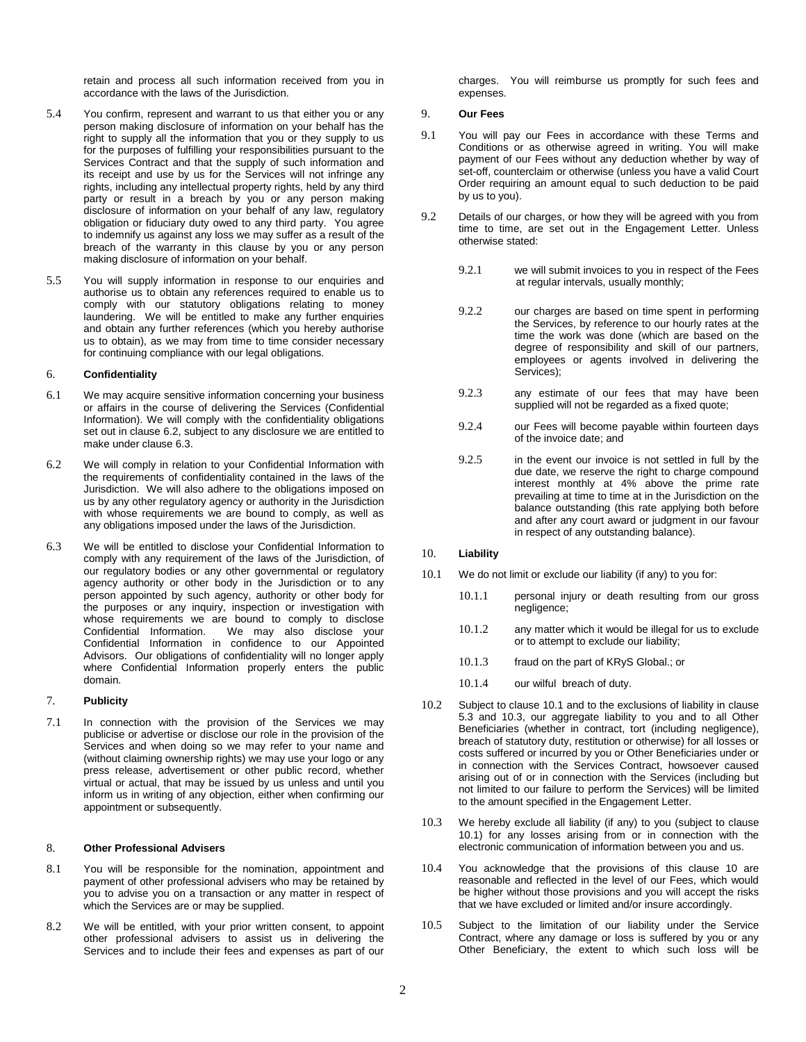retain and process all such information received from you in accordance with the laws of the Jurisdiction.

5.4 You confirm, represent and warrant to us that either you or any person making disclosure of information on your behalf has the right to supply all the information that you or they supply to us for the purposes of fulfilling your responsibilities pursuant to the Services Contract and that the supply of such information and its receipt and use by us for the Services will not infringe any rights, including any intellectual property rights, held by any third party or result in a breach by you or any person making disclosure of information on your behalf of any law, regulatory obligation or fiduciary duty owed to any third party. You agree to indemnify us against any loss we may suffer as a result of the breach of the warranty in this clause by you or any person making disclosure of information on your behalf.

5.5 You will supply information in response to our enquiries and authorise us to obtain any references required to enable us to comply with our statutory obligations relating to money laundering. We will be entitled to make any further enquiries and obtain any further references (which you hereby authorise us to obtain), as we may from time to time consider necessary for continuing compliance with our legal obligations.

## 6. Confidentiality

6.1 We may acquire sensitive information concerning your business or affairs in the course of delivering the Services (Confidential Information). We will comply with the confidentiality obligations set out in clause 6.2, subject to any disclosure we are entitled to make under clause 6.3.

6.2 We will comply in relation to your Confidential Information with the requirements of confidentiality contained in the laws of the Jurisdiction. We will also adhere to the obligations imposed on us by any other regulatory agency or authority in the Jurisdiction with whose requirements we are bound to comply, as well as any obligations imposed under the laws of the Jurisdiction.

6.3 We will be entitled to disclose your Confidential Information to comply with any requirement of the laws of the Jurisdiction, of our regulatory bodies or any other governmental or regulatory agency authority or other body in the Jurisdiction or to any person appointed by such agency, authority or other body for the purposes or any inquiry, inspection or investigation with whose requirements we are bound to comply to disclose Confidential Information. We may also disclose your Confidential Information in confidence to our Appointed Advisors. Our obligations of confidentiality will no longer apply where Confidential Information properly enters the public domain.

## 7. Publicity

7.1 In connection with the provision of the Services we may publicise or advertise or disclose our role in the provision of the Services and when doing so we may refer to your name and (without claiming ownership rights) we may use your logo or any press release, advertisement or other public record, whether virtual or actual, that may be issued by us unless and until you inform us in writing of any objection, either when confirming our appointment or subsequently.

## 8. Other Professional Advisers

8.1 You will be responsible for the nomination, appointment and payment of other professional advisers who may be retained by you to advise you on a transaction or any matter in respect of which the Services are or may be supplied.

8.2 We will be entitled, with your prior written consent, to appoint other professional advisers to assist us in delivering the Services and to include their fees and expenses as part of our charges. You will reimburse us promptly for such fees and expenses.

## 9. Our Fees

9.1 You will pay our Fees in accordance with these Terms and Conditions or as otherwise agreed in writing. You will make payment of our Fees without any deduction whether by way of set-off, counterclaim or otherwise (unless you have a valid Court Order requiring an amount equal to such deduction to be paid by us to you).

9.2 Details of our charges, or how they will be agreed with you from time to time, are set out in the Engagement Letter. Unless otherwise stated:

9.2.1 we will submit invoices to you in respect of the Fees at regular intervals, usually monthly;

9.2.2 our charges are based on time spent in performing the Services, by reference to our hourly rates at the time the work was done (which are based on the degree of responsibility and skill of our partners, employees or agents involved in delivering the Services);

9.2.3 any estimate of our fees that may have been supplied will not be regarded as a fixed quote;

9.2.4 our Fees will become payable within fourteen days of the invoice date; and

9.2.5 in the event our invoice is not settled in full by the due date, we reserve the right to charge compound interest monthly at 4% above the prime rate prevailing at time to time at in the Jurisdiction on the balance outstanding (this rate applying both before and after any court award or judgment in our favour in respect of any outstanding balance).

## 10. Liability

10.1 We do not limit or exclude our liability (if any) to you for:

10.1.1 personal injury or death resulting from our gross negligence;

10.1.2 any matter which it would be illegal for us to exclude or to attempt to exclude our liability;

10.1.3 fraud on the part of KRyS Global.; or

10.1.4 our wilful breach of duty.

10.2 Subject to clause 10.1 and to the exclusions of liability in clause 5.3 and 10.3, our aggregate liability to you and to all Other Beneficiaries (whether in contract, tort (including negligence), breach of statutory duty, restitution or otherwise) for all losses or costs suffered or incurred by you or Other Beneficiaries under or in connection with the Services Contract, howsoever caused arising out of or in connection with the Services (including but not limited to our failure to perform the Services) will be limited to the amount specified in the Engagement Letter.

10.3 We hereby exclude all liability (if any) to you (subject to clause 10.1) for any losses arising from or in connection with the electronic communication of information between you and us.

10.4 You acknowledge that the provisions of this clause 10 are reasonable and reflected in the level of our Fees, which would be higher without those provisions and you will accept the risks that we have excluded or limited and/or insure accordingly.

10.5 Subject to the limitation of our liability under the Service Contract, where any damage or loss is suffered by you or any Other Beneficiary, the extent to which such loss will be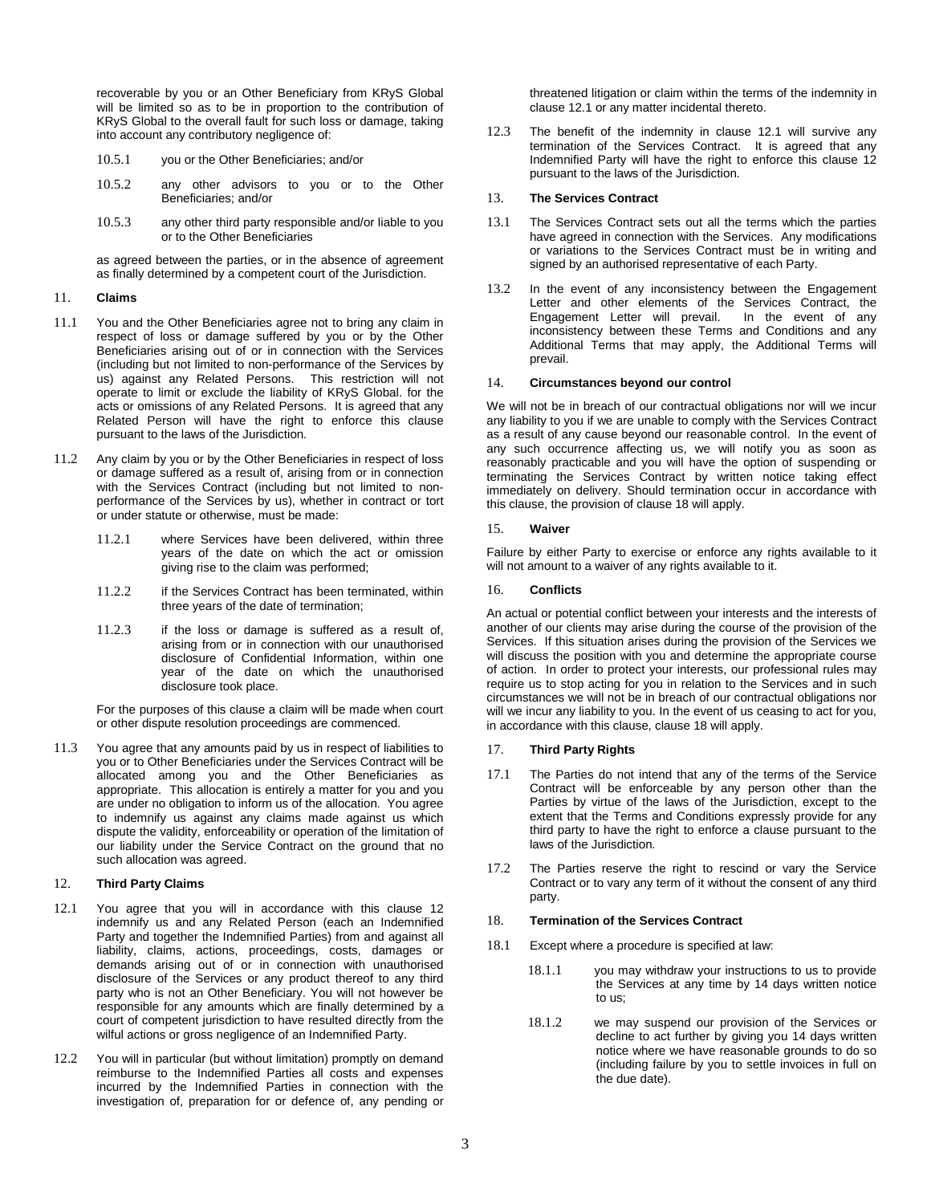recoverable by you or an Other Beneficiary from KRyS Global will be limited so as to be in proportion to the contribution of KRyS Global to the overall fault for such loss or damage, taking into account any contributory negligence of:

10.5.1 you or the Other Beneficiaries; and/or

10.5.2 any other advisors to you or to the Other Beneficiaries; and/or

10.5.3 any other third party responsible and/or liable to you or to the Other Beneficiaries

as agreed between the parties, or in the absence of agreement as finally determined by a competent court of the Jurisdiction.

### 11. Claims

11.1 You and the Other Beneficiaries agree not to bring any claim in respect of loss or damage suffered by you or by the Other Beneficiaries arising out of or in connection with the Services (including but not limited to non-performance of the Services by us) against any Related Persons. This restriction will not operate to limit or exclude the liability of KRyS Global. for the acts or omissions of any Related Persons. It is agreed that any Related Person will have the right to enforce this clause pursuant to the laws of the Jurisdiction.

11.2 Any claim by you or by the Other Beneficiaries in respect of loss or damage suffered as a result of, arising from or in connection with the Services Contract (including but not limited to non-performance of the Services by us), whether in contract or tort or under statute or otherwise, must be made:

11.2.1 where Services have been delivered, within three years of the date on which the act or omission giving rise to the claim was performed;

11.2.2 if the Services Contract has been terminated, within three years of the date of termination;

11.2.3 if the loss or damage is suffered as a result of, arising from or in connection with our unauthorised disclosure of Confidential Information, within one year of the date on which the unauthorised disclosure took place.

For the purposes of this clause a claim will be made when court or other dispute resolution proceedings are commenced.

11.3 You agree that any amounts paid by us in respect of liabilities to you or to Other Beneficiaries under the Services Contract will be allocated among you and the Other Beneficiaries as appropriate. This allocation is entirely a matter for you and you are under no obligation to inform us of the allocation. You agree to indemnify us against any claims made against us which dispute the validity, enforceability or operation of the limitation of our liability under the Service Contract on the ground that no such allocation was agreed.

### 12. Third Party Claims

12.1 You agree that you will in accordance with this clause 12 indemnify us and any Related Person (each an Indemnified Party and together the Indemnified Parties) from and against all liability, claims, actions, proceedings, costs, damages or demands arising out of or in connection with unauthorised disclosure of the Services or any product thereof to any third party who is not an Other Beneficiary. You will not however be responsible for any amounts which are finally determined by a court of competent jurisdiction to have resulted directly from the wilful actions or gross negligence of an Indemnified Party.

12.2 You will in particular (but without limitation) promptly on demand reimburse to the Indemnified Parties all costs and expenses incurred by the Indemnified Parties in connection with the investigation of, preparation for or defence of, any pending or threatened litigation or claim within the terms of the indemnity in clause 12.1 or any matter incidental thereto.

12.3 The benefit of the indemnity in clause 12.1 will survive any termination of the Services Contract. It is agreed that any Indemnified Party will have the right to enforce this clause 12 pursuant to the laws of the Jurisdiction.

### 13. The Services Contract

13.1 The Services Contract sets out all the terms which the parties have agreed in connection with the Services. Any modifications or variations to the Services Contract must be in writing and signed by an authorised representative of each Party.

13.2 In the event of any inconsistency between the Engagement Letter and other elements of the Services Contract, the Engagement Letter will prevail. In the event of any inconsistency between these Terms and Conditions and any Additional Terms that may apply, the Additional Terms will prevail.

### 14. Circumstances beyond our control

We will not be in breach of our contractual obligations nor will we incur any liability to you if we are unable to comply with the Services Contract as a result of any cause beyond our reasonable control. In the event of any such occurrence affecting us, we will notify you as soon as reasonably practicable and you will have the option of suspending or terminating the Services Contract by written notice taking effect immediately on delivery. Should termination occur in accordance with this clause, the provision of clause 18 will apply.

### 15. Waiver

Failure by either Party to exercise or enforce any rights available to it will not amount to a waiver of any rights available to it.

### 16. Conflicts

An actual or potential conflict between your interests and the interests of another of our clients may arise during the course of the provision of the Services. If this situation arises during the provision of the Services we will discuss the position with you and determine the appropriate course of action. In order to protect your interests, our professional rules may require us to stop acting for you in relation to the Services and in such circumstances we will not be in breach of our contractual obligations nor will we incur any liability to you. In the event of us ceasing to act for you, in accordance with this clause, clause 18 will apply.

### 17. Third Party Rights

17.1 The Parties do not intend that any of the terms of the Service Contract will be enforceable by any person other than the Parties by virtue of the laws of the Jurisdiction, except to the extent that the Terms and Conditions expressly provide for any third party to have the right to enforce a clause pursuant to the laws of the Jurisdiction.

17.2 The Parties reserve the right to rescind or vary the Service Contract or to vary any term of it without the consent of any third party.

### 18. Termination of the Services Contract

18.1 Except where a procedure is specified at law:

18.1.1 you may withdraw your instructions to us to provide the Services at any time by 14 days written notice to us;

18.1.2 we may suspend our provision of the Services or decline to act further by giving you 14 days written notice where we have reasonable grounds to do so (including failure by you to settle invoices in full on the due date).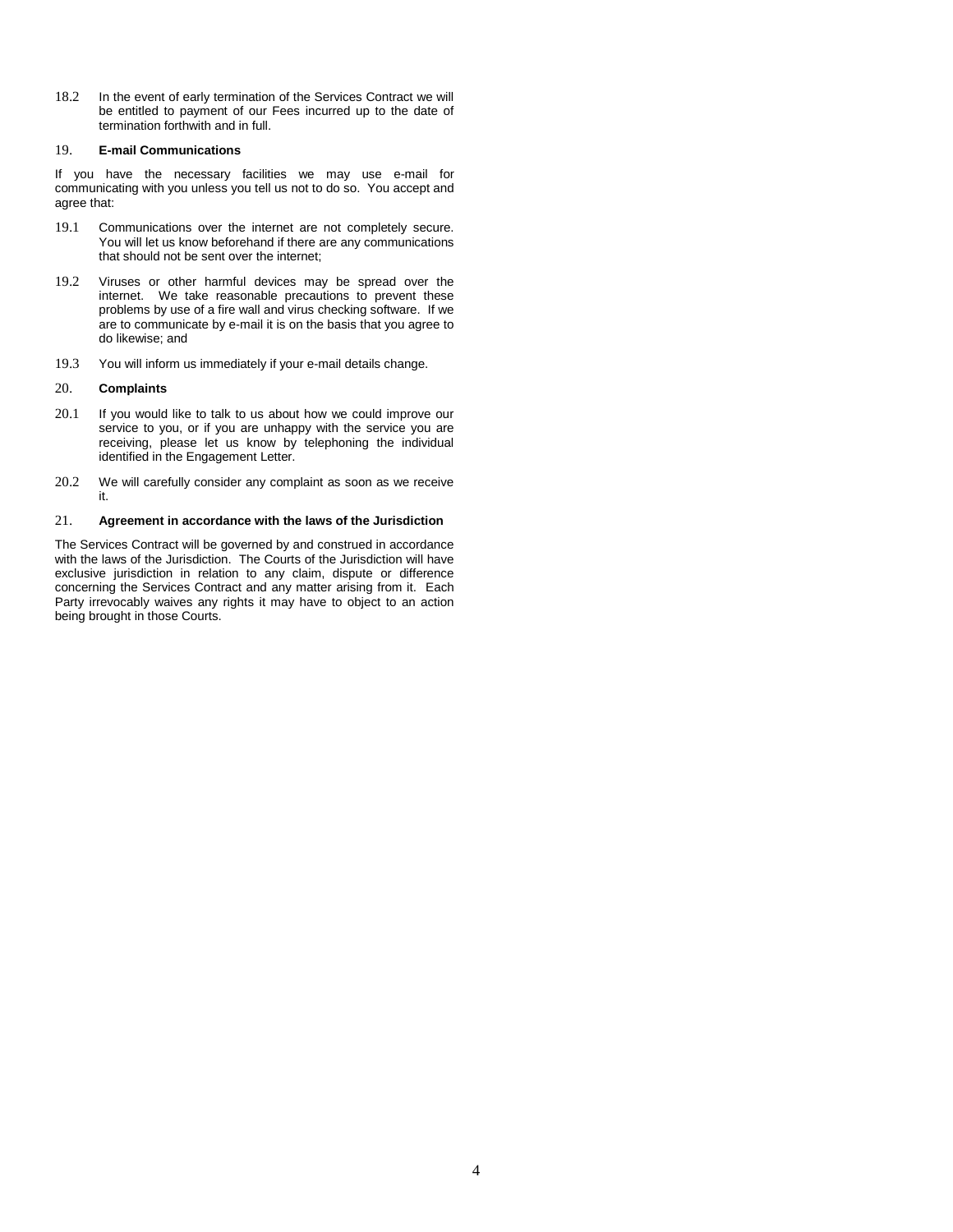18.2 In the event of early termination of the Services Contract we will be entitled to payment of our Fees incurred up to the date of termination forthwith and in full.

## 19. **E-mail Communications**

If you have the necessary facilities we may use e-mail for communicating with you unless you tell us not to do so. You accept and agree that:

19.1 Communications over the internet are not completely secure. You will let us know beforehand if there are any communications that should not be sent over the internet;

19.2 Viruses or other harmful devices may be spread over the internet. We take reasonable precautions to prevent these problems by use of a fire wall and virus checking software. If we are to communicate by e-mail it is on the basis that you agree to do likewise; and

19.3 You will inform us immediately if your e-mail details change.

## 20. **Complaints**

20.1 If you would like to talk to us about how we could improve our service to you, or if you are unhappy with the service you are receiving, please let us know by telephoning the individual identified in the Engagement Letter.

20.2 We will carefully consider any complaint as soon as we receive it.

## 21. **Agreement in accordance with the laws of the Jurisdiction**

The Services Contract will be governed by and construed in accordance with the laws of the Jurisdiction. The Courts of the Jurisdiction will have exclusive jurisdiction in relation to any claim, dispute or difference concerning the Services Contract and any matter arising from it. Each Party irrevocably waives any rights it may have to object to an action being brought in those Courts.